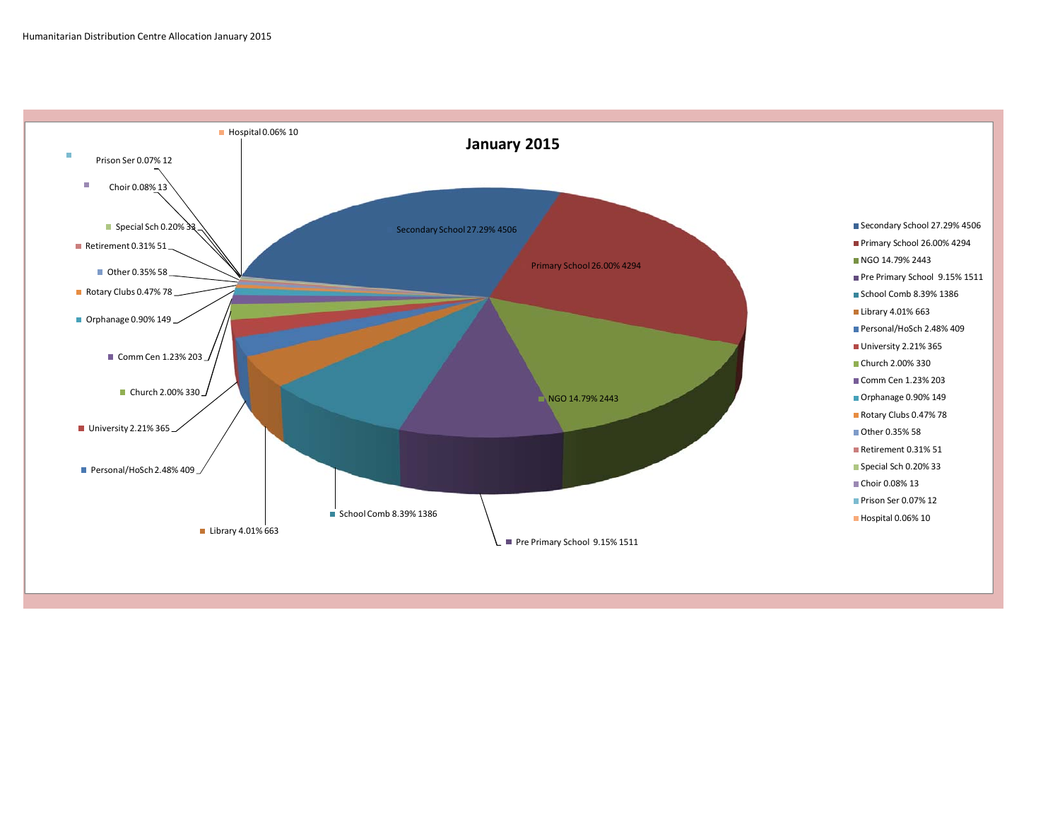Humanitarian Distribution Centre Allocation January 2015

## January 2015

| Category | Percentage | Value |
|---|---|---|
| Secondary School | 27.29% | 4506 |
| Primary School | 26.00% | 4294 |
| NGO | 14.79% | 2443 |
| Pre Primary School | 9.15% | 1511 |
| School Comb | 8.39% | 1386 |
| Library | 4.01% | 663 |
| Personal/HoSch | 2.48% | 409 |
| University | 2.21% | 365 |
| Church | 2.00% | 330 |
| Comm Cen | 1.23% | 203 |
| Orphanage | 0.90% | 149 |
| Rotary Clubs | 0.47% | 78 |
| Other | 0.35% | 58 |
| Retirement | 0.31% | 51 |
| Special Sch | 0.20% | 33 |
| Choir | 0.08% | 13 |
| Prison Ser | 0.07% | 12 |
| Hospital | 0.06% | 10 |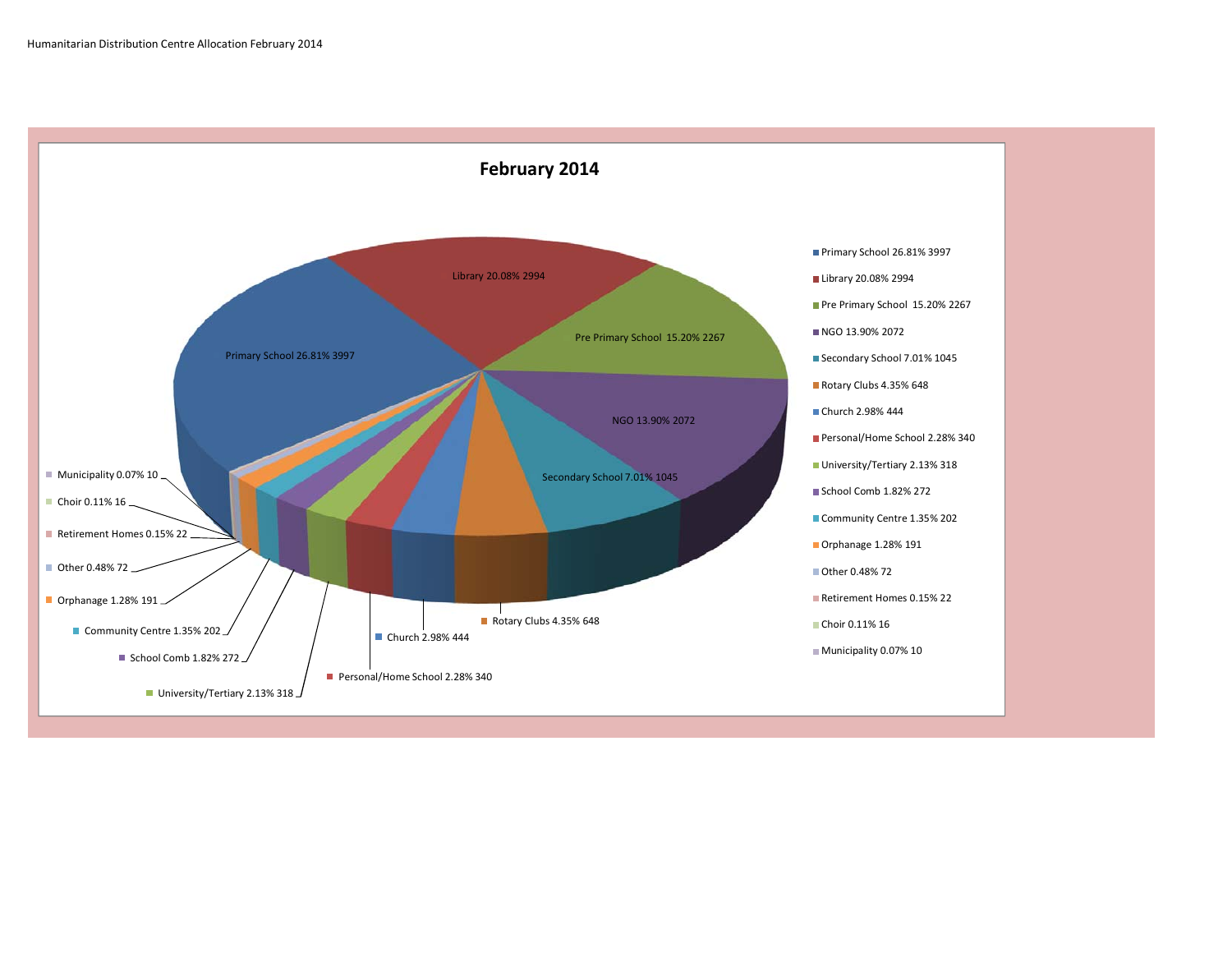Humanitarian Distribution Centre Allocation February 2014

## February 2014

Primary School 26.81% 3997

Library 20.08% 2994

Pre Primary School 15.20% 2267

NGO 13.90% 2072

Secondary School 7.01% 1045

Rotary Clubs 4.35% 648

Church 2.98% 444

Personal/Home School 2.28% 340

University/Tertiary 2.13% 318

School Comb 1.82% 272

Community Centre 1.35% 202

Orphanage 1.28% 191

Other 0.48% 72

Retirement Homes 0.15% 22

Choir 0.11% 16

Municipality 0.07% 10